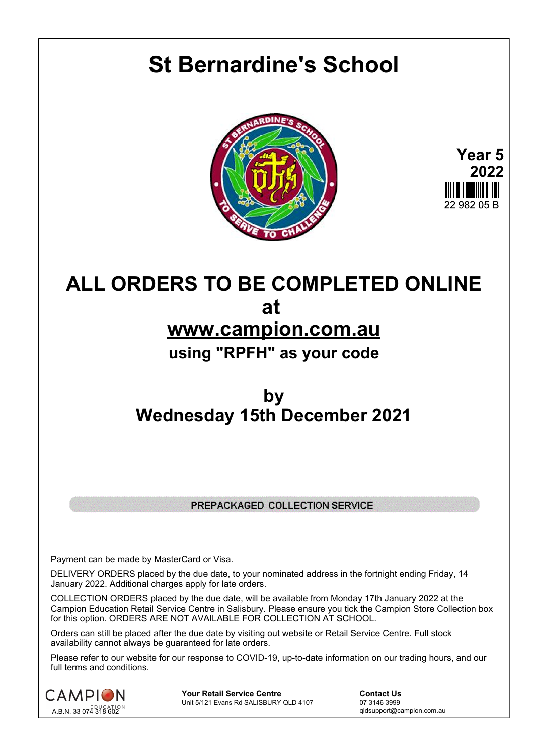# St Bernardine's School

**Year 5**
**2022**

22 982 05 B

## ALL ORDERS TO BE COMPLETED ONLINE
## at
## www.campion.com.au
### using "RPFH" as your code

## by
## Wednesday 15th December 2021

PREPACKAGED COLLECTION SERVICE

Payment can be made by MasterCard or Visa.

DELIVERY ORDERS placed by the due date, to your nominated address in the fortnight ending Friday, 14 January 2022. Additional charges apply for late orders.

COLLECTION ORDERS placed by the due date, will be available from Monday 17th January 2022 at the Campion Education Retail Service Centre in Salisbury. Please ensure you tick the Campion Store Collection box for this option. ORDERS ARE NOT AVAILABLE FOR COLLECTION AT SCHOOL.

Orders can still be placed after the due date by visiting out website or Retail Service Centre. Full stock availability cannot always be guaranteed for late orders.

Please refer to our website for our response to COVID-19, up-to-date information on our trading hours, and our full terms and conditions.

CAMPION EDUCATION
A.B.N. 33 074 318 602

**Your Retail Service Centre**
Unit 5/121 Evans Rd SALISBURY QLD 4107

**Contact Us**
07 3146 3999
qldsupport@campion.com.au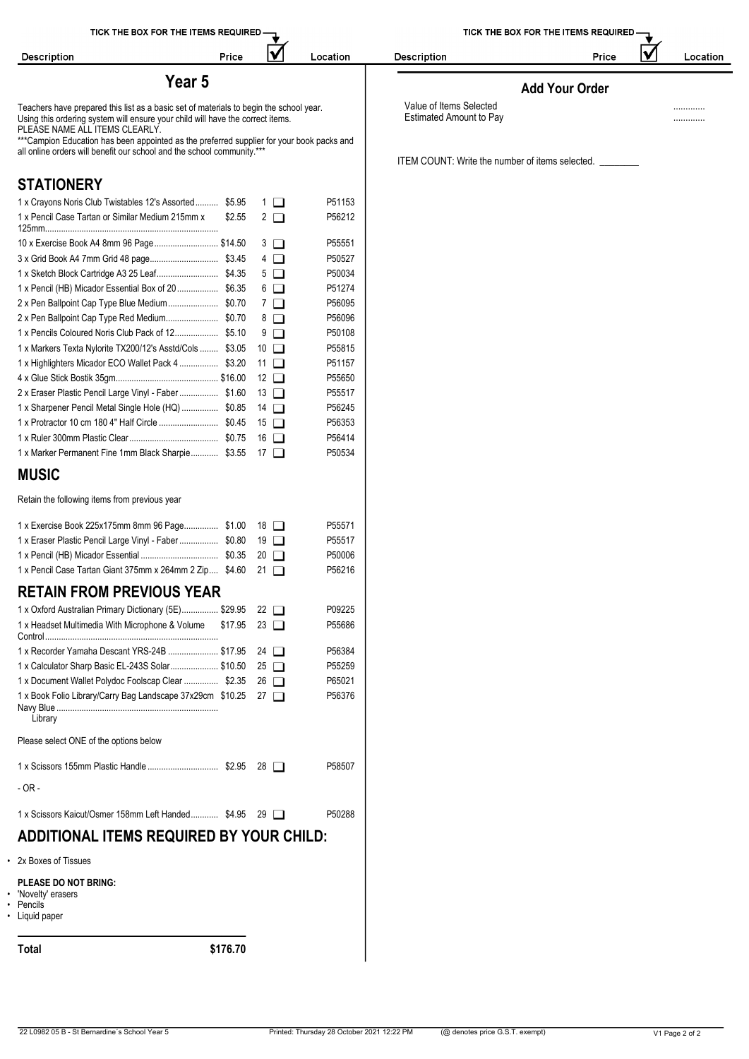| TICK THE BOX FOR THE ITEMS REQUIRED | | | |
|---|---|---|---|
| Description | Price | ☑ | Location |

# Year 5

Teachers have prepared this list as a basic set of materials to begin the school year.
Using this ordering system will ensure your child will have the correct items.
PLEASE NAME ALL ITEMS CLEARLY.
***Campion Education has been appointed as the preferred supplier for your book packs and all online orders will benefit our school and the school community.***

## STATIONERY

| Description | Price | | Location |
|---|---|---|---|
| 1 x Crayons Noris Club Twistables 12's Assorted | $5.95 | 1 ☐ | P51153 |
| 1 x Pencil Case Tartan or Similar Medium 215mm x 125mm | $2.55 | 2 ☐ | P56212 |
| 10 x Exercise Book A4 8mm 96 Page | $14.50 | 3 ☐ | P55551 |
| 3 x Grid Book A4 7mm Grid 48 page | $3.45 | 4 ☐ | P50527 |
| 1 x Sketch Block Cartridge A3 25 Leaf | $4.35 | 5 ☐ | P50034 |
| 1 x Pencil (HB) Micador Essential Box of 20 | $6.35 | 6 ☐ | P51274 |
| 2 x Pen Ballpoint Cap Type Blue Medium | $0.70 | 7 ☐ | P56095 |
| 2 x Pen Ballpoint Cap Type Red Medium | $0.70 | 8 ☐ | P56096 |
| 1 x Pencils Coloured Noris Club Pack of 12 | $5.10 | 9 ☐ | P50108 |
| 1 x Markers Texta Nylorite TX200/12's Asstd/Cols | $3.05 | 10 ☐ | P55815 |
| 1 x Highlighters Micador ECO Wallet Pack 4 | $3.20 | 11 ☐ | P51157 |
| 4 x Glue Stick Bostik 35gm | $16.00 | 12 ☐ | P55650 |
| 2 x Eraser Plastic Pencil Large Vinyl - Faber | $1.60 | 13 ☐ | P55517 |
| 1 x Sharpener Pencil Metal Single Hole (HQ) | $0.85 | 14 ☐ | P56245 |
| 1 x Protractor 10 cm 180 4" Half Circle | $0.45 | 15 ☐ | P56353 |
| 1 x Ruler 300mm Plastic Clear | $0.75 | 16 ☐ | P56414 |
| 1 x Marker Permanent Fine 1mm Black Sharpie | $3.55 | 17 ☐ | P50534 |

## MUSIC

Retain the following items from previous year

| Description | Price | | Location |
|---|---|---|---|
| 1 x Exercise Book 225x175mm 8mm 96 Page | $1.00 | 18 ☐ | P55571 |
| 1 x Eraser Plastic Pencil Large Vinyl - Faber | $0.80 | 19 ☐ | P55517 |
| 1 x Pencil (HB) Micador Essential | $0.35 | 20 ☐ | P50006 |
| 1 x Pencil Case Tartan Giant 375mm x 264mm 2 Zip | $4.60 | 21 ☐ | P56216 |

## RETAIN FROM PREVIOUS YEAR

| Description | Price | | Location |
|---|---|---|---|
| 1 x Oxford Australian Primary Dictionary (5E) | $29.95 | 22 ☐ | P09225 |
| 1 x Headset Multimedia With Microphone & Volume Control | $17.95 | 23 ☐ | P55686 |
| 1 x Recorder Yamaha Descant YRS-24B | $17.95 | 24 ☐ | P56384 |
| 1 x Calculator Sharp Basic EL-243S Solar | $10.50 | 25 ☐ | P55259 |
| 1 x Document Wallet Polydoc Foolscap Clear | $2.35 | 26 ☐ | P65021 |
| 1 x Book Folio Library/Carry Bag Landscape 37x29cm Navy Blue<br>Library | $10.25 | 27 ☐ | P56376 |

Please select ONE of the options below

| Description | Price | | Location |
|---|---|---|---|
| 1 x Scissors 155mm Plastic Handle | $2.95 | 28 ☐ | P58507 |

- OR -

| Description | Price | | Location |
|---|---|---|---|
| 1 x Scissors Kaicut/Osmer 158mm Left Handed | $4.95 | 29 ☐ | P50288 |

## ADDITIONAL ITEMS REQUIRED BY YOUR CHILD:

- 2x Boxes of Tissues

**PLEASE DO NOT BRING:**

- 'Novelty' erasers
- Pencils
- Liquid paper

**Total** **$176.70**

## Add Your Order

Value of Items Selected ............

Estimated Amount to Pay ............

ITEM COUNT: Write the number of items selected. ________

(@ denotes price G.S.T. exempt)